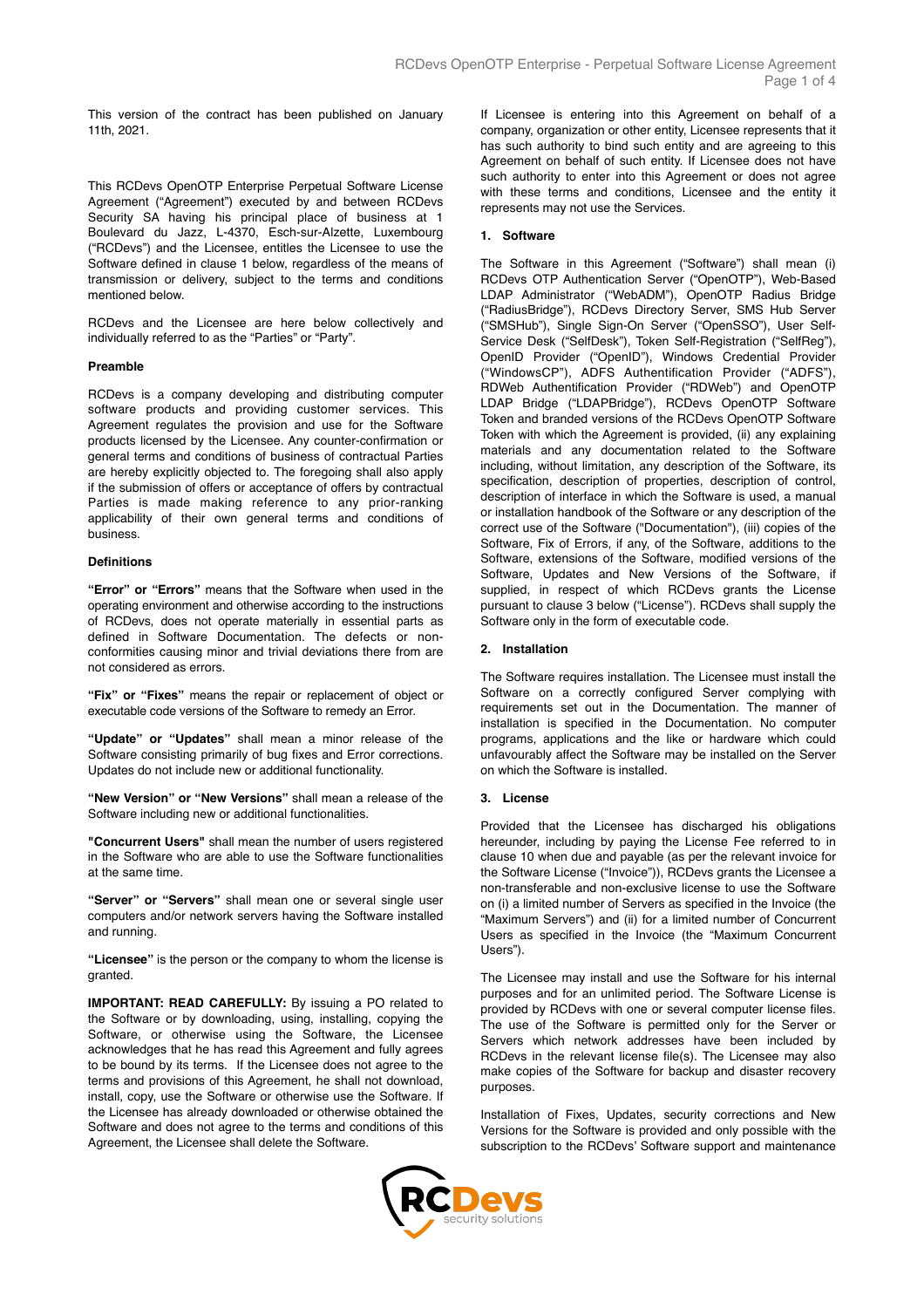This version of the contract has been published on January 11th, 2021.

This RCDevs OpenOTP Enterprise Perpetual Software License Agreement ("Agreement") executed by and between RCDevs Security SA having his principal place of business at 1 Boulevard du Jazz, L-4370, Esch-sur-Alzette, Luxembourg ("RCDevs") and the Licensee, entitles the Licensee to use the Software defined in clause 1 below, regardless of the means of transmission or delivery, subject to the terms and conditions mentioned below.

RCDevs and the Licensee are here below collectively and individually referred to as the "Parties" or "Party".

**Preamble**

RCDevs is a company developing and distributing computer software products and providing customer services. This Agreement regulates the provision and use for the Software products licensed by the Licensee. Any counter-confirmation or general terms and conditions of business of contractual Parties are hereby explicitly objected to. The foregoing shall also apply if the submission of offers or acceptance of offers by contractual Parties is made making reference to any prior-ranking applicability of their own general terms and conditions of business.

**Definitions**

**"Error" or "Errors"** means that the Software when used in the operating environment and otherwise according to the instructions of RCDevs, does not operate materially in essential parts as defined in Software Documentation. The defects or non-conformities causing minor and trivial deviations there from are not considered as errors.

**"Fix" or "Fixes"** means the repair or replacement of object or executable code versions of the Software to remedy an Error.

**"Update" or "Updates"** shall mean a minor release of the Software consisting primarily of bug fixes and Error corrections. Updates do not include new or additional functionality.

**"New Version" or "New Versions"** shall mean a release of the Software including new or additional functionalities.

**"Concurrent Users"** shall mean the number of users registered in the Software who are able to use the Software functionalities at the same time.

**"Server" or "Servers"** shall mean one or several single user computers and/or network servers having the Software installed and running.

**"Licensee"** is the person or the company to whom the license is granted.

**IMPORTANT: READ CAREFULLY:** By issuing a PO related to the Software or by downloading, using, installing, copying the Software, or otherwise using the Software, the Licensee acknowledges that he has read this Agreement and fully agrees to be bound by its terms. If the Licensee does not agree to the terms and provisions of this Agreement, he shall not download, install, copy, use the Software or otherwise use the Software. If the Licensee has already downloaded or otherwise obtained the Software and does not agree to the terms and conditions of this Agreement, the Licensee shall delete the Software.

If Licensee is entering into this Agreement on behalf of a company, organization or other entity, Licensee represents that it has such authority to bind such entity and are agreeing to this Agreement on behalf of such entity. If Licensee does not have such authority to enter into this Agreement or does not agree with these terms and conditions, Licensee and the entity it represents may not use the Services.

**1. Software**

The Software in this Agreement ("Software") shall mean (i) RCDevs OTP Authentication Server ("OpenOTP"), Web-Based LDAP Administrator ("WebADM"), OpenOTP Radius Bridge ("RadiusBridge"), RCDevs Directory Server, SMS Hub Server ("SMSHub"), Single Sign-On Server ("OpenSSO"), User Self-Service Desk ("SelfDesk"), Token Self-Registration ("SelfReg"), OpenID Provider ("OpenID"), Windows Credential Provider ("WindowsCP"), ADFS Authentification Provider ("ADFS"), RDWeb Authentification Provider ("RDWeb") and OpenOTP LDAP Bridge ("LDAPBridge"), RCDevs OpenOTP Software Token and branded versions of the RCDevs OpenOTP Software Token with which the Agreement is provided, (ii) any explaining materials and any documentation related to the Software including, without limitation, any description of the Software, its specification, description of properties, description of control, description of interface in which the Software is used, a manual or installation handbook of the Software or any description of the correct use of the Software ("Documentation"), (iii) copies of the Software, Fix of Errors, if any, of the Software, additions to the Software, extensions of the Software, modified versions of the Software, Updates and New Versions of the Software, if supplied, in respect of which RCDevs grants the License pursuant to clause 3 below ("License"). RCDevs shall supply the Software only in the form of executable code.

**2. Installation**

The Software requires installation. The Licensee must install the Software on a correctly configured Server complying with requirements set out in the Documentation. The manner of installation is specified in the Documentation. No computer programs, applications and the like or hardware which could unfavourably affect the Software may be installed on the Server on which the Software is installed.

**3. License**

Provided that the Licensee has discharged his obligations hereunder, including by paying the License Fee referred to in clause 10 when due and payable (as per the relevant invoice for the Software License ("Invoice")), RCDevs grants the Licensee a non-transferable and non-exclusive license to use the Software on (i) a limited number of Servers as specified in the Invoice (the "Maximum Servers") and (ii) for a limited number of Concurrent Users as specified in the Invoice (the "Maximum Concurrent Users").

The Licensee may install and use the Software for his internal purposes and for an unlimited period. The Software License is provided by RCDevs with one or several computer license files. The use of the Software is permitted only for the Server or Servers which network addresses have been included by RCDevs in the relevant license file(s). The Licensee may also make copies of the Software for backup and disaster recovery purposes.

Installation of Fixes, Updates, security corrections and New Versions for the Software is provided and only possible with the subscription to the RCDevs' Software support and maintenance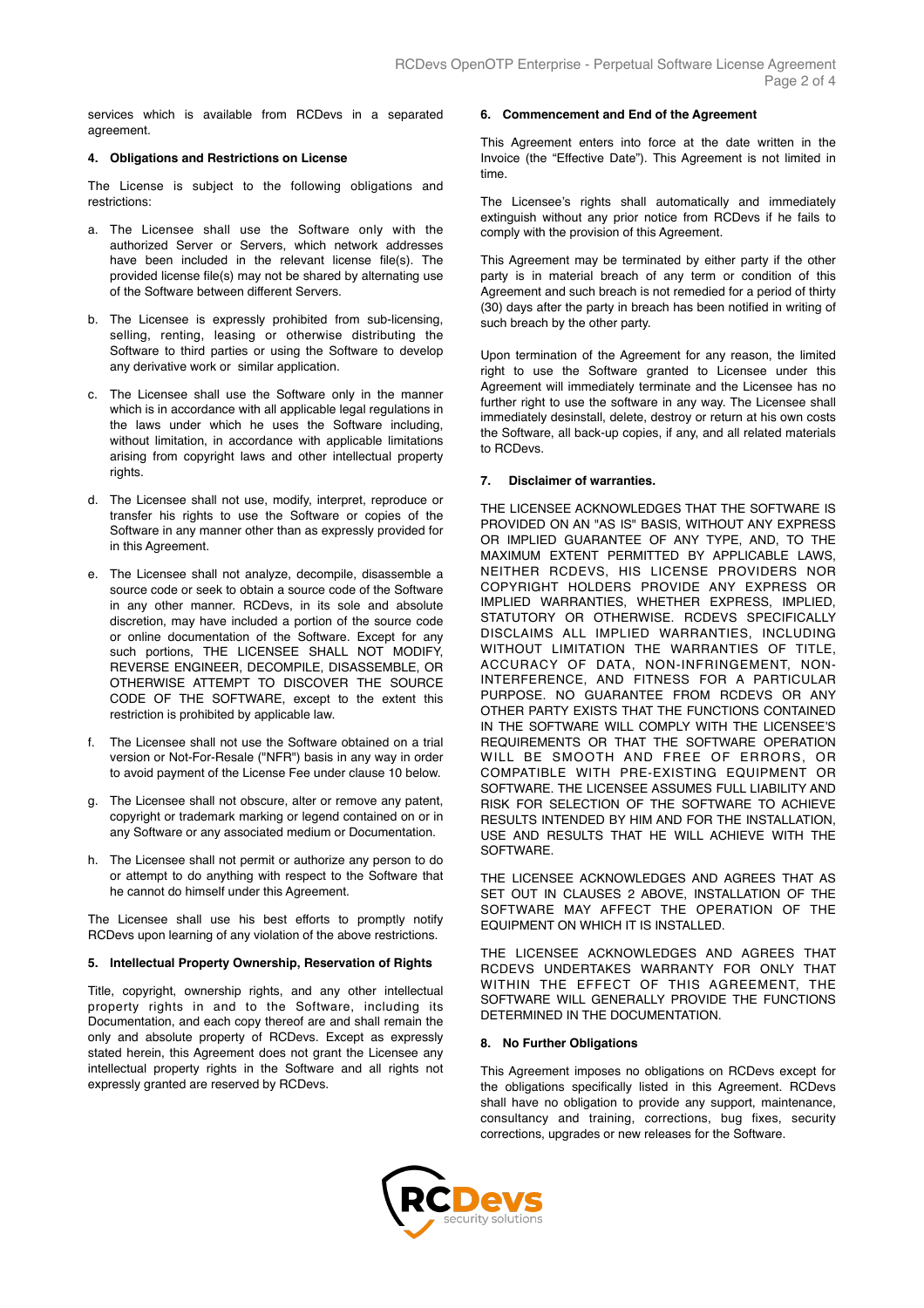services which is available from RCDevs in a separated agreement.

#### 4. Obligations and Restrictions on License

The License is subject to the following obligations and restrictions:

a. The Licensee shall use the Software only with the authorized Server or Servers, which network addresses have been included in the relevant license file(s). The provided license file(s) may not be shared by alternating use of the Software between different Servers.

b. The Licensee is expressly prohibited from sub-licensing, selling, renting, leasing or otherwise distributing the Software to third parties or using the Software to develop any derivative work or similar application.

c. The Licensee shall use the Software only in the manner which is in accordance with all applicable legal regulations in the laws under which he uses the Software including, without limitation, in accordance with applicable limitations arising from copyright laws and other intellectual property rights.

d. The Licensee shall not use, modify, interpret, reproduce or transfer his rights to use the Software or copies of the Software in any manner other than as expressly provided for in this Agreement.

e. The Licensee shall not analyze, decompile, disassemble a source code or seek to obtain a source code of the Software in any other manner. RCDevs, in its sole and absolute discretion, may have included a portion of the source code or online documentation of the Software. Except for any such portions, THE LICENSEE SHALL NOT MODIFY, REVERSE ENGINEER, DECOMPILE, DISASSEMBLE, OR OTHERWISE ATTEMPT TO DISCOVER THE SOURCE CODE OF THE SOFTWARE, except to the extent this restriction is prohibited by applicable law.

f. The Licensee shall not use the Software obtained on a trial version or Not-For-Resale ("NFR") basis in any way in order to avoid payment of the License Fee under clause 10 below.

g. The Licensee shall not obscure, alter or remove any patent, copyright or trademark marking or legend contained on or in any Software or any associated medium or Documentation.

h. The Licensee shall not permit or authorize any person to do or attempt to do anything with respect to the Software that he cannot do himself under this Agreement.

The Licensee shall use his best efforts to promptly notify RCDevs upon learning of any violation of the above restrictions.

#### 5. Intellectual Property Ownership, Reservation of Rights

Title, copyright, ownership rights, and any other intellectual property rights in and to the Software, including its Documentation, and each copy thereof are and shall remain the only and absolute property of RCDevs. Except as expressly stated herein, this Agreement does not grant the Licensee any intellectual property rights in the Software and all rights not expressly granted are reserved by RCDevs.

#### 6. Commencement and End of the Agreement

This Agreement enters into force at the date written in the Invoice (the "Effective Date"). This Agreement is not limited in time.

The Licensee's rights shall automatically and immediately extinguish without any prior notice from RCDevs if he fails to comply with the provision of this Agreement.

This Agreement may be terminated by either party if the other party is in material breach of any term or condition of this Agreement and such breach is not remedied for a period of thirty (30) days after the party in breach has been notified in writing of such breach by the other party.

Upon termination of the Agreement for any reason, the limited right to use the Software granted to Licensee under this Agreement will immediately terminate and the Licensee has no further right to use the software in any way. The Licensee shall immediately desinstall, delete, destroy or return at his own costs the Software, all back-up copies, if any, and all related materials to RCDevs.

#### 7. Disclaimer of warranties.

THE LICENSEE ACKNOWLEDGES THAT THE SOFTWARE IS PROVIDED ON AN "AS IS" BASIS, WITHOUT ANY EXPRESS OR IMPLIED GUARANTEE OF ANY TYPE, AND, TO THE MAXIMUM EXTENT PERMITTED BY APPLICABLE LAWS, NEITHER RCDEVS, HIS LICENSE PROVIDERS NOR COPYRIGHT HOLDERS PROVIDE ANY EXPRESS OR IMPLIED WARRANTIES, WHETHER EXPRESS, IMPLIED, STATUTORY OR OTHERWISE. RCDEVS SPECIFICALLY DISCLAIMS ALL IMPLIED WARRANTIES, INCLUDING WITHOUT LIMITATION THE WARRANTIES OF TITLE, ACCURACY OF DATA, NON-INFRINGEMENT, NON-INTERFERENCE, AND FITNESS FOR A PARTICULAR PURPOSE. NO GUARANTEE FROM RCDEVS OR ANY OTHER PARTY EXISTS THAT THE FUNCTIONS CONTAINED IN THE SOFTWARE WILL COMPLY WITH THE LICENSEE'S REQUIREMENTS OR THAT THE SOFTWARE OPERATION WILL BE SMOOTH AND FREE OF ERRORS, OR COMPATIBLE WITH PRE-EXISTING EQUIPMENT OR SOFTWARE. THE LICENSEE ASSUMES FULL LIABILITY AND RISK FOR SELECTION OF THE SOFTWARE TO ACHIEVE RESULTS INTENDED BY HIM AND FOR THE INSTALLATION, USE AND RESULTS THAT HE WILL ACHIEVE WITH THE SOFTWARE.

THE LICENSEE ACKNOWLEDGES AND AGREES THAT AS SET OUT IN CLAUSES 2 ABOVE, INSTALLATION OF THE SOFTWARE MAY AFFECT THE OPERATION OF THE EQUIPMENT ON WHICH IT IS INSTALLED.

THE LICENSEE ACKNOWLEDGES AND AGREES THAT RCDEVS UNDERTAKES WARRANTY FOR ONLY THAT WITHIN THE EFFECT OF THIS AGREEMENT, THE SOFTWARE WILL GENERALLY PROVIDE THE FUNCTIONS DETERMINED IN THE DOCUMENTATION.

#### 8. No Further Obligations

This Agreement imposes no obligations on RCDevs except for the obligations specifically listed in this Agreement. RCDevs shall have no obligation to provide any support, maintenance, consultancy and training, corrections, bug fixes, security corrections, upgrades or new releases for the Software.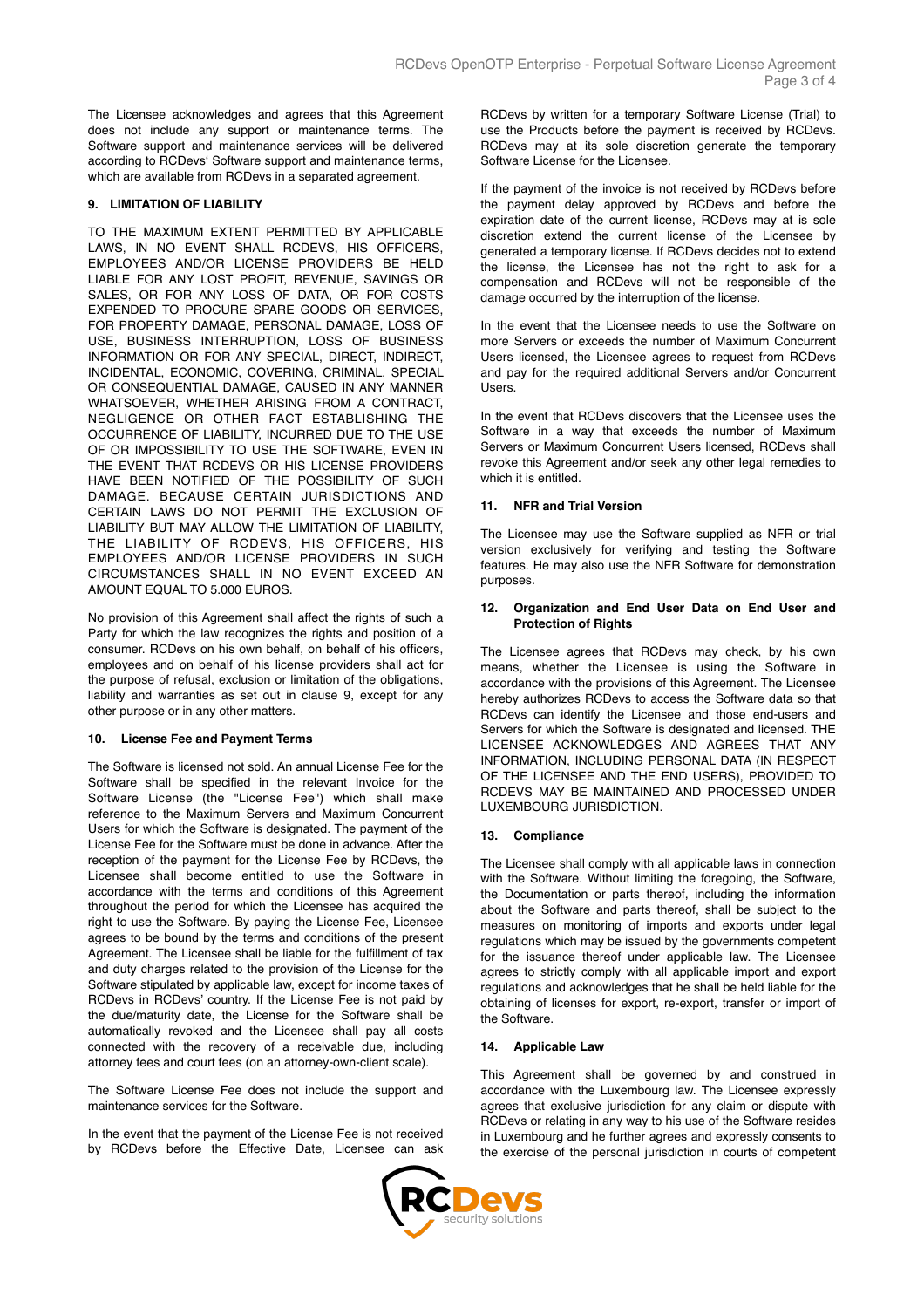The Licensee acknowledges and agrees that this Agreement does not include any support or maintenance terms. The Software support and maintenance services will be delivered according to RCDevs' Software support and maintenance terms, which are available from RCDevs in a separated agreement.

#### 9. LIMITATION OF LIABILITY

TO THE MAXIMUM EXTENT PERMITTED BY APPLICABLE LAWS, IN NO EVENT SHALL RCDEVS, HIS OFFICERS, EMPLOYEES AND/OR LICENSE PROVIDERS BE HELD LIABLE FOR ANY LOST PROFIT, REVENUE, SAVINGS OR SALES, OR FOR ANY LOSS OF DATA, OR FOR COSTS EXPENDED TO PROCURE SPARE GOODS OR SERVICES, FOR PROPERTY DAMAGE, PERSONAL DAMAGE, LOSS OF USE, BUSINESS INTERRUPTION, LOSS OF BUSINESS INFORMATION OR FOR ANY SPECIAL, DIRECT, INDIRECT, INCIDENTAL, ECONOMIC, COVERING, CRIMINAL, SPECIAL OR CONSEQUENTIAL DAMAGE, CAUSED IN ANY MANNER WHATSOEVER, WHETHER ARISING FROM A CONTRACT, NEGLIGENCE OR OTHER FACT ESTABLISHING THE OCCURRENCE OF LIABILITY, INCURRED DUE TO THE USE OF OR IMPOSSIBILITY TO USE THE SOFTWARE, EVEN IN THE EVENT THAT RCDEVS OR HIS LICENSE PROVIDERS HAVE BEEN NOTIFIED OF THE POSSIBILITY OF SUCH DAMAGE. BECAUSE CERTAIN JURISDICTIONS AND CERTAIN LAWS DO NOT PERMIT THE EXCLUSION OF LIABILITY BUT MAY ALLOW THE LIMITATION OF LIABILITY, THE LIABILITY OF RCDEVS, HIS OFFICERS, HIS EMPLOYEES AND/OR LICENSE PROVIDERS IN SUCH CIRCUMSTANCES SHALL IN NO EVENT EXCEED AN AMOUNT EQUAL TO 5.000 EUROS.

No provision of this Agreement shall affect the rights of such a Party for which the law recognizes the rights and position of a consumer. RCDevs on his own behalf, on behalf of his officers, employees and on behalf of his license providers shall act for the purpose of refusal, exclusion or limitation of the obligations, liability and warranties as set out in clause 9, except for any other purpose or in any other matters.

#### 10. License Fee and Payment Terms

The Software is licensed not sold. An annual License Fee for the Software shall be specified in the relevant Invoice for the Software License (the "License Fee") which shall make reference to the Maximum Servers and Maximum Concurrent Users for which the Software is designated. The payment of the License Fee for the Software must be done in advance. After the reception of the payment for the License Fee by RCDevs, the Licensee shall become entitled to use the Software in accordance with the terms and conditions of this Agreement throughout the period for which the Licensee has acquired the right to use the Software. By paying the License Fee, Licensee agrees to be bound by the terms and conditions of the present Agreement. The Licensee shall be liable for the fulfillment of tax and duty charges related to the provision of the License for the Software stipulated by applicable law, except for income taxes of RCDevs in RCDevs' country. If the License Fee is not paid by the due/maturity date, the License for the Software shall be automatically revoked and the Licensee shall pay all costs connected with the recovery of a receivable due, including attorney fees and court fees (on an attorney-own-client scale).

The Software License Fee does not include the support and maintenance services for the Software.

In the event that the payment of the License Fee is not received by RCDevs before the Effective Date, Licensee can ask RCDevs by written for a temporary Software License (Trial) to use the Products before the payment is received by RCDevs. RCDevs may at its sole discretion generate the temporary Software License for the Licensee.

If the payment of the invoice is not received by RCDevs before the payment delay approved by RCDevs and before the expiration date of the current license, RCDevs may at is sole discretion extend the current license of the Licensee by generated a temporary license. If RCDevs decides not to extend the license, the Licensee has not the right to ask for a compensation and RCDevs will not be responsible of the damage occurred by the interruption of the license.

In the event that the Licensee needs to use the Software on more Servers or exceeds the number of Maximum Concurrent Users licensed, the Licensee agrees to request from RCDevs and pay for the required additional Servers and/or Concurrent Users.

In the event that RCDevs discovers that the Licensee uses the Software in a way that exceeds the number of Maximum Servers or Maximum Concurrent Users licensed, RCDevs shall revoke this Agreement and/or seek any other legal remedies to which it is entitled.

#### 11. NFR and Trial Version

The Licensee may use the Software supplied as NFR or trial version exclusively for verifying and testing the Software features. He may also use the NFR Software for demonstration purposes.

#### 12. Organization and End User Data on End User and Protection of Rights

The Licensee agrees that RCDevs may check, by his own means, whether the Licensee is using the Software in accordance with the provisions of this Agreement. The Licensee hereby authorizes RCDevs to access the Software data so that RCDevs can identify the Licensee and those end-users and Servers for which the Software is designated and licensed. THE LICENSEE ACKNOWLEDGES AND AGREES THAT ANY INFORMATION, INCLUDING PERSONAL DATA (IN RESPECT OF THE LICENSEE AND THE END USERS), PROVIDED TO RCDEVS MAY BE MAINTAINED AND PROCESSED UNDER LUXEMBOURG JURISDICTION.

#### 13. Compliance

The Licensee shall comply with all applicable laws in connection with the Software. Without limiting the foregoing, the Software, the Documentation or parts thereof, including the information about the Software and parts thereof, shall be subject to the measures on monitoring of imports and exports under legal regulations which may be issued by the governments competent for the issuance thereof under applicable law. The Licensee agrees to strictly comply with all applicable import and export regulations and acknowledges that he shall be held liable for the obtaining of licenses for export, re-export, transfer or import of the Software.

#### 14. Applicable Law

This Agreement shall be governed by and construed in accordance with the Luxembourg law. The Licensee expressly agrees that exclusive jurisdiction for any claim or dispute with RCDevs or relating in any way to his use of the Software resides in Luxembourg and he further agrees and expressly consents to the exercise of the personal jurisdiction in courts of competent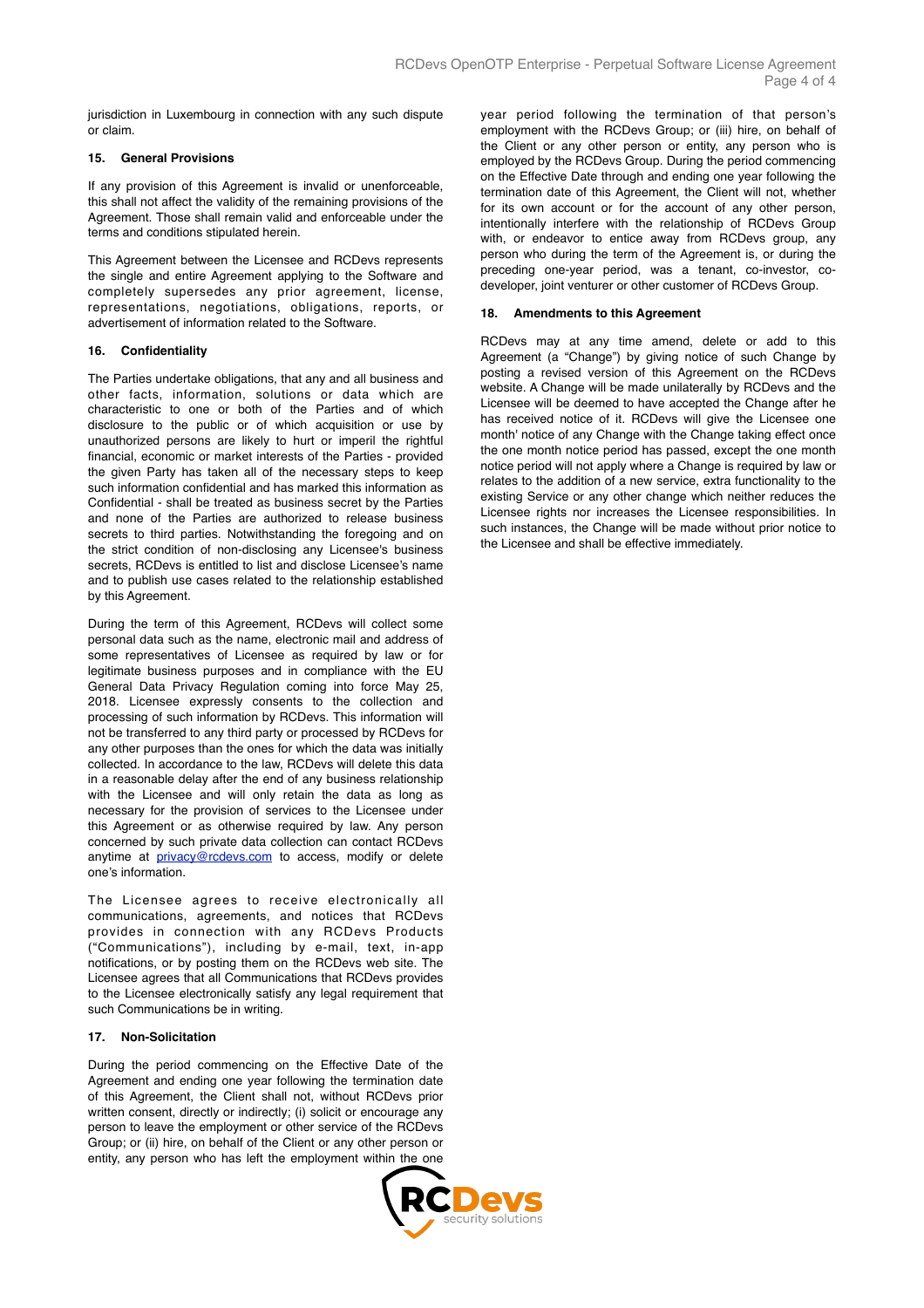jurisdiction in Luxembourg in connection with any such dispute or claim.

### 15. General Provisions

If any provision of this Agreement is invalid or unenforceable, this shall not affect the validity of the remaining provisions of the Agreement. Those shall remain valid and enforceable under the terms and conditions stipulated herein.

This Agreement between the Licensee and RCDevs represents the single and entire Agreement applying to the Software and completely supersedes any prior agreement, license, representations, negotiations, obligations, reports, or advertisement of information related to the Software.

### 16. Confidentiality

The Parties undertake obligations, that any and all business and other facts, information, solutions or data which are characteristic to one or both of the Parties and of which disclosure to the public or of which acquisition or use by unauthorized persons are likely to hurt or imperil the rightful financial, economic or market interests of the Parties - provided the given Party has taken all of the necessary steps to keep such information confidential and has marked this information as Confidential - shall be treated as business secret by the Parties and none of the Parties are authorized to release business secrets to third parties. Notwithstanding the foregoing and on the strict condition of non-disclosing any Licensee's business secrets, RCDevs is entitled to list and disclose Licensee's name and to publish use cases related to the relationship established by this Agreement.

During the term of this Agreement, RCDevs will collect some personal data such as the name, electronic mail and address of some representatives of Licensee as required by law or for legitimate business purposes and in compliance with the EU General Data Privacy Regulation coming into force May 25, 2018. Licensee expressly consents to the collection and processing of such information by RCDevs. This information will not be transferred to any third party or processed by RCDevs for any other purposes than the ones for which the data was initially collected. In accordance to the law, RCDevs will delete this data in a reasonable delay after the end of any business relationship with the Licensee and will only retain the data as long as necessary for the provision of services to the Licensee under this Agreement or as otherwise required by law. Any person concerned by such private data collection can contact RCDevs anytime at privacy@rcdevs.com to access, modify or delete one's information.

The Licensee agrees to receive electronically all communications, agreements, and notices that RCDevs provides in connection with any RCDevs Products ("Communications"), including by e-mail, text, in-app notifications, or by posting them on the RCDevs web site. The Licensee agrees that all Communications that RCDevs provides to the Licensee electronically satisfy any legal requirement that such Communications be in writing.

### 17. Non-Solicitation

During the period commencing on the Effective Date of the Agreement and ending one year following the termination date of this Agreement, the Client shall not, without RCDevs prior written consent, directly or indirectly; (i) solicit or encourage any person to leave the employment or other service of the RCDevs Group; or (ii) hire, on behalf of the Client or any other person or entity, any person who has left the employment within the one year period following the termination of that person's employment with the RCDevs Group; or (iii) hire, on behalf of the Client or any other person or entity, any person who is employed by the RCDevs Group. During the period commencing on the Effective Date through and ending one year following the termination date of this Agreement, the Client will not, whether for its own account or for the account of any other person, intentionally interfere with the relationship of RCDevs Group with, or endeavor to entice away from RCDevs group, any person who during the term of the Agreement is, or during the preceding one-year period, was a tenant, co-investor, co-developer, joint venturer or other customer of RCDevs Group.

### 18. Amendments to this Agreement

RCDevs may at any time amend, delete or add to this Agreement (a "Change") by giving notice of such Change by posting a revised version of this Agreement on the RCDevs website. A Change will be made unilaterally by RCDevs and the Licensee will be deemed to have accepted the Change after he has received notice of it. RCDevs will give the Licensee one month' notice of any Change with the Change taking effect once the one month notice period has passed, except the one month notice period will not apply where a Change is required by law or relates to the addition of a new service, extra functionality to the existing Service or any other change which neither reduces the Licensee rights nor increases the Licensee responsibilities. In such instances, the Change will be made without prior notice to the Licensee and shall be effective immediately.